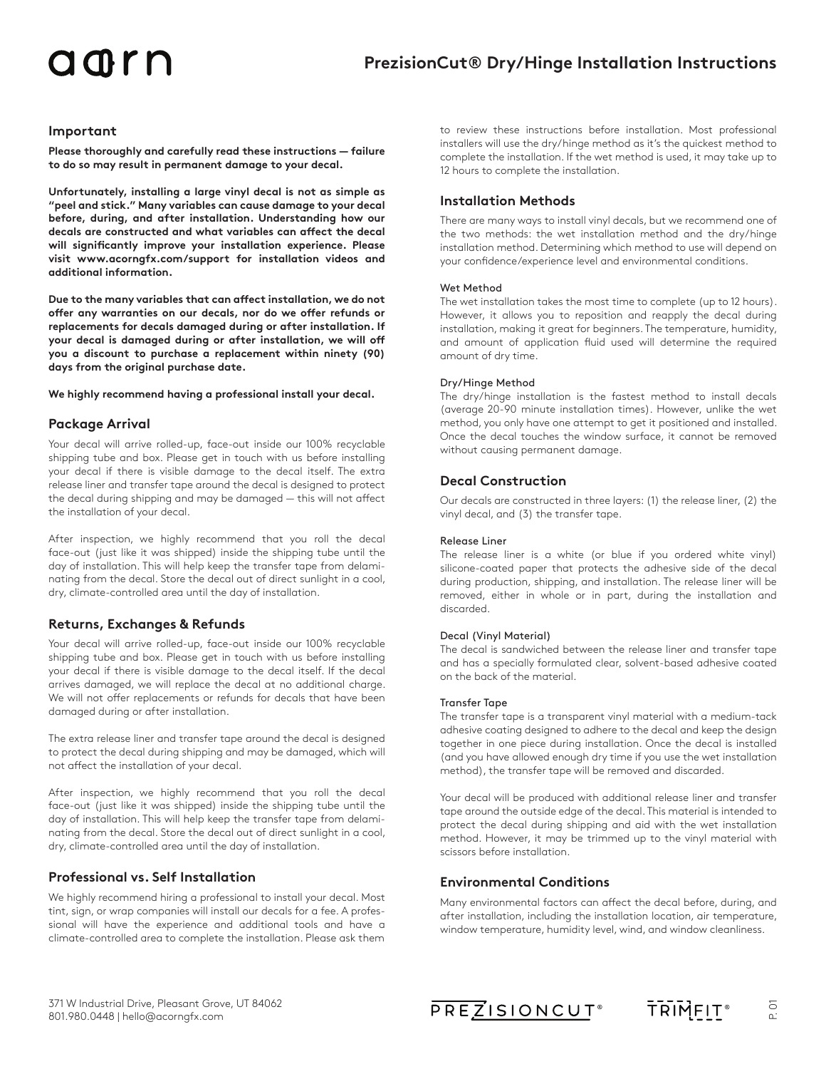# PrezisionCut® Dry/Hinge Installation Instructions

## Important

**Please thoroughly and carefully read these instructions — failure to do so may result in permanent damage to your decal.**

**Unfortunately, installing a large vinyl decal is not as simple as "peel and stick." Many variables can cause damage to your decal before, during, and after installation. Understanding how our decals are constructed and what variables can affect the decal will significantly improve your installation experience. Please visit www.acorngfx.com/support for installation videos and additional information.**

**Due to the many variables that can affect installation, we do not offer any warranties on our decals, nor do we offer refunds or replacements for decals damaged during or after installation. If your decal is damaged during or after installation, we will off you a discount to purchase a replacement within ninety (90) days from the original purchase date.**

**We highly recommend having a professional install your decal.**

## Package Arrival

Your decal will arrive rolled-up, face-out inside our 100% recyclable shipping tube and box. Please get in touch with us before installing your decal if there is visible damage to the decal itself. The extra release liner and transfer tape around the decal is designed to protect the decal during shipping and may be damaged — this will not affect the installation of your decal.

After inspection, we highly recommend that you roll the decal face-out (just like it was shipped) inside the shipping tube until the day of installation. This will help keep the transfer tape from delaminating from the decal. Store the decal out of direct sunlight in a cool, dry, climate-controlled area until the day of installation.

## Returns, Exchanges & Refunds

Your decal will arrive rolled-up, face-out inside our 100% recyclable shipping tube and box. Please get in touch with us before installing your decal if there is visible damage to the decal itself. If the decal arrives damaged, we will replace the decal at no additional charge. We will not offer replacements or refunds for decals that have been damaged during or after installation.

The extra release liner and transfer tape around the decal is designed to protect the decal during shipping and may be damaged, which will not affect the installation of your decal.

After inspection, we highly recommend that you roll the decal face-out (just like it was shipped) inside the shipping tube until the day of installation. This will help keep the transfer tape from delaminating from the decal. Store the decal out of direct sunlight in a cool, dry, climate-controlled area until the day of installation.

## Professional vs. Self Installation

We highly recommend hiring a professional to install your decal. Most tint, sign, or wrap companies will install our decals for a fee. A professional will have the experience and additional tools and have a climate-controlled area to complete the installation. Please ask them to review these instructions before installation. Most professional installers will use the dry/hinge method as it's the quickest method to complete the installation. If the wet method is used, it may take up to 12 hours to complete the installation.

## Installation Methods

There are many ways to install vinyl decals, but we recommend one of the two methods: the wet installation method and the dry/hinge installation method. Determining which method to use will depend on your confidence/experience level and environmental conditions.

### Wet Method

The wet installation takes the most time to complete (up to 12 hours). However, it allows you to reposition and reapply the decal during installation, making it great for beginners. The temperature, humidity, and amount of application fluid used will determine the required amount of dry time.

### Dry/Hinge Method

The dry/hinge installation is the fastest method to install decals (average 20-90 minute installation times). However, unlike the wet method, you only have one attempt to get it positioned and installed. Once the decal touches the window surface, it cannot be removed without causing permanent damage.

## Decal Construction

Our decals are constructed in three layers: (1) the release liner, (2) the vinyl decal, and (3) the transfer tape.

### Release Liner

The release liner is a white (or blue if you ordered white vinyl) silicone-coated paper that protects the adhesive side of the decal during production, shipping, and installation. The release liner will be removed, either in whole or in part, during the installation and discarded.

### Decal (Vinyl Material)

The decal is sandwiched between the release liner and transfer tape and has a specially formulated clear, solvent-based adhesive coated on the back of the material.

### Transfer Tape

The transfer tape is a transparent vinyl material with a medium-tack adhesive coating designed to adhere to the decal and keep the design together in one piece during installation. Once the decal is installed (and you have allowed enough dry time if you use the wet installation method), the transfer tape will be removed and discarded.

Your decal will be produced with additional release liner and transfer tape around the outside edge of the decal. This material is intended to protect the decal during shipping and aid with the wet installation method. However, it may be trimmed up to the vinyl material with scissors before installation.

## Environmental Conditions

Many environmental factors can affect the decal before, during, and after installation, including the installation location, air temperature, window temperature, humidity level, wind, and window cleanliness.

371 W Industrial Drive, Pleasant Grove, UT 84062
801.980.0448 | hello@acorngfx.com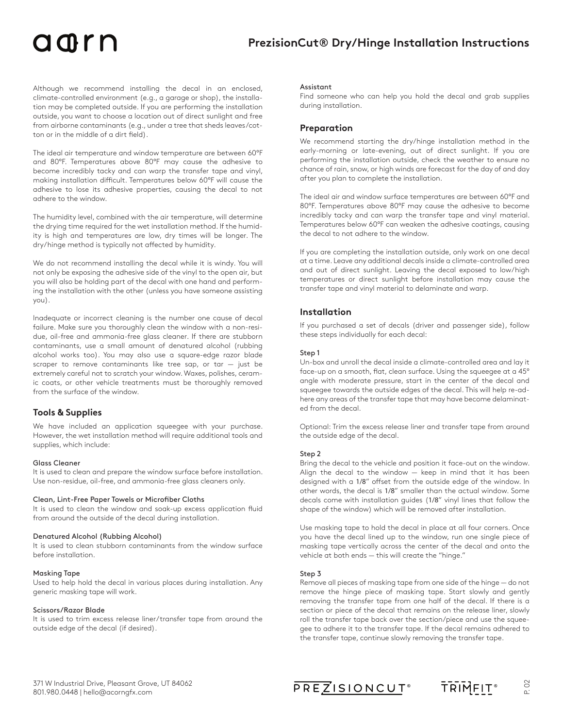Although we recommend installing the decal in an enclosed, climate-controlled environment (e.g., a garage or shop), the installation may be completed outside. If you are performing the installation outside, you want to choose a location out of direct sunlight and free from airborne contaminants (e.g., under a tree that sheds leaves/cotton or in the middle of a dirt field).

The ideal air temperature and window temperature are between 60°F and 80°F. Temperatures above 80°F may cause the adhesive to become incredibly tacky and can warp the transfer tape and vinyl, making installation difficult. Temperatures below 60°F will cause the adhesive to lose its adhesive properties, causing the decal to not adhere to the window.

The humidity level, combined with the air temperature, will determine the drying time required for the wet installation method. If the humidity is high and temperatures are low, dry times will be longer. The dry/hinge method is typically not affected by humidity.

We do not recommend installing the decal while it is windy. You will not only be exposing the adhesive side of the vinyl to the open air, but you will also be holding part of the decal with one hand and performing the installation with the other (unless you have someone assisting you).

Inadequate or incorrect cleaning is the number one cause of decal failure. Make sure you thoroughly clean the window with a non-residue, oil-free and ammonia-free glass cleaner. If there are stubborn contaminants, use a small amount of denatured alcohol (rubbing alcohol works too). You may also use a square-edge razor blade scraper to remove contaminants like tree sap, or tar — just be extremely careful not to scratch your window. Waxes, polishes, ceramic coats, or other vehicle treatments must be thoroughly removed from the surface of the window.

## Tools & Supplies

We have included an application squeegee with your purchase. However, the wet installation method will require additional tools and supplies, which include:

#### Glass Cleaner

It is used to clean and prepare the window surface before installation. Use non-residue, oil-free, and ammonia-free glass cleaners only.

#### Clean, Lint-Free Paper Towels or Microfiber Cloths

It is used to clean the window and soak-up excess application fluid from around the outside of the decal during installation.

#### Denatured Alcohol (Rubbing Alcohol)

It is used to clean stubborn contaminants from the window surface before installation.

#### Masking Tape

Used to help hold the decal in various places during installation. Any generic masking tape will work.

#### Scissors/Razor Blade

It is used to trim excess release liner/transfer tape from around the outside edge of the decal (if desired).

#### Assistant

Find someone who can help you hold the decal and grab supplies during installation.

## Preparation

We recommend starting the dry/hinge installation method in the early-morning or late-evening, out of direct sunlight. If you are performing the installation outside, check the weather to ensure no chance of rain, snow, or high winds are forecast for the day of and day after you plan to complete the installation.

The ideal air and window surface temperatures are between 60°F and 80°F. Temperatures above 80°F may cause the adhesive to become incredibly tacky and can warp the transfer tape and vinyl material. Temperatures below 60°F can weaken the adhesive coatings, causing the decal to not adhere to the window.

If you are completing the installation outside, only work on one decal at a time. Leave any additional decals inside a climate-controlled area and out of direct sunlight. Leaving the decal exposed to low/high temperatures or direct sunlight before installation may cause the transfer tape and vinyl material to delaminate and warp.

## Installation

If you purchased a set of decals (driver and passenger side), follow these steps individually for each decal:

#### Step 1

Un-box and unroll the decal inside a climate-controlled area and lay it face-up on a smooth, flat, clean surface. Using the squeegee at a 45° angle with moderate pressure, start in the center of the decal and squeegee towards the outside edges of the decal. This will help re-adhere any areas of the transfer tape that may have become delaminated from the decal.

Optional: Trim the excess release liner and transfer tape from around the outside edge of the decal.

#### Step 2

Bring the decal to the vehicle and position it face-out on the window. Align the decal to the window — keep in mind that it has been designed with a 1/8" offset from the outside edge of the window. In other words, the decal is 1/8" smaller than the actual window. Some decals come with installation guides (1/8" vinyl lines that follow the shape of the window) which will be removed after installation.

Use masking tape to hold the decal in place at all four corners. Once you have the decal lined up to the window, run one single piece of masking tape vertically across the center of the decal and onto the vehicle at both ends — this will create the "hinge."

#### Step 3

Remove all pieces of masking tape from one side of the hinge — do not remove the hinge piece of masking tape. Start slowly and gently removing the transfer tape from one half of the decal. If there is a section or piece of the decal that remains on the release liner, slowly roll the transfer tape back over the section/piece and use the squeegee to adhere it to the transfer tape. If the decal remains adhered to the transfer tape, continue slowly removing the transfer tape.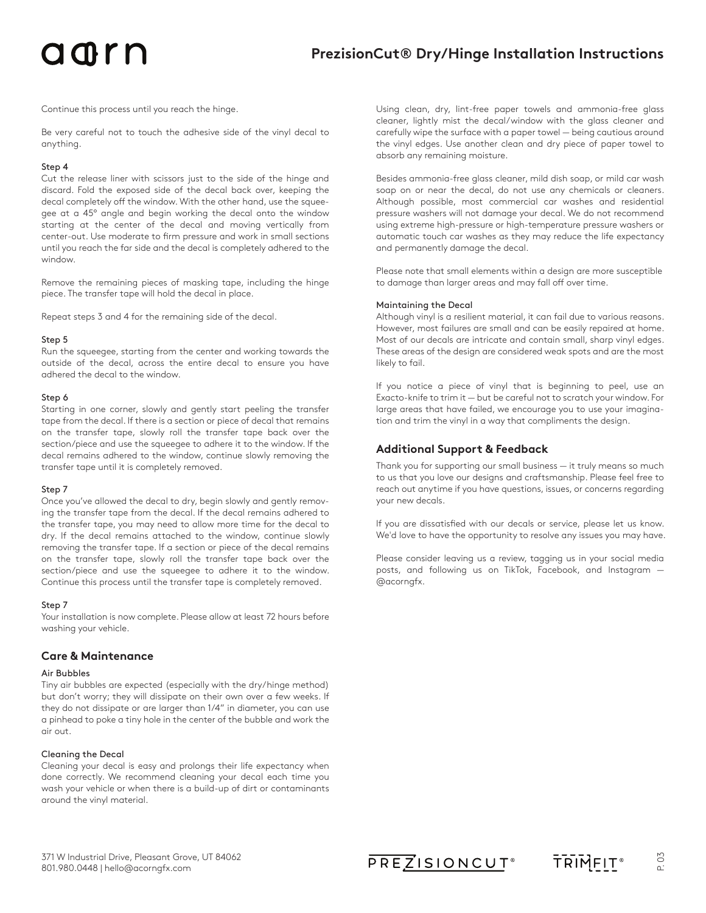Continue this process until you reach the hinge.

Be very careful not to touch the adhesive side of the vinyl decal to anything.

Step 4

Cut the release liner with scissors just to the side of the hinge and discard. Fold the exposed side of the decal back over, keeping the decal completely off the window. With the other hand, use the squeegee at a 45° angle and begin working the decal onto the window starting at the center of the decal and moving vertically from center-out. Use moderate to firm pressure and work in small sections until you reach the far side and the decal is completely adhered to the window.

Remove the remaining pieces of masking tape, including the hinge piece. The transfer tape will hold the decal in place.

Repeat steps 3 and 4 for the remaining side of the decal.

Step 5

Run the squeegee, starting from the center and working towards the outside of the decal, across the entire decal to ensure you have adhered the decal to the window.

Step 6

Starting in one corner, slowly and gently start peeling the transfer tape from the decal. If there is a section or piece of decal that remains on the transfer tape, slowly roll the transfer tape back over the section/piece and use the squeegee to adhere it to the window. If the decal remains adhered to the window, continue slowly removing the transfer tape until it is completely removed.

Step 7

Once you've allowed the decal to dry, begin slowly and gently removing the transfer tape from the decal. If the decal remains adhered to the transfer tape, you may need to allow more time for the decal to dry. If the decal remains attached to the window, continue slowly removing the transfer tape. If a section or piece of the decal remains on the transfer tape, slowly roll the transfer tape back over the section/piece and use the squeegee to adhere it to the window. Continue this process until the transfer tape is completely removed.

Step 7

Your installation is now complete. Please allow at least 72 hours before washing your vehicle.

## Care & Maintenance

Air Bubbles

Tiny air bubbles are expected (especially with the dry/hinge method) but don't worry; they will dissipate on their own over a few weeks. If they do not dissipate or are larger than 1/4" in diameter, you can use a pinhead to poke a tiny hole in the center of the bubble and work the air out.

Cleaning the Decal

Cleaning your decal is easy and prolongs their life expectancy when done correctly. We recommend cleaning your decal each time you wash your vehicle or when there is a build-up of dirt or contaminants around the vinyl material.

Using clean, dry, lint-free paper towels and ammonia-free glass cleaner, lightly mist the decal/window with the glass cleaner and carefully wipe the surface with a paper towel — being cautious around the vinyl edges. Use another clean and dry piece of paper towel to absorb any remaining moisture.

Besides ammonia-free glass cleaner, mild dish soap, or mild car wash soap on or near the decal, do not use any chemicals or cleaners. Although possible, most commercial car washes and residential pressure washers will not damage your decal. We do not recommend using extreme high-pressure or high-temperature pressure washers or automatic touch car washes as they may reduce the life expectancy and permanently damage the decal.

Please note that small elements within a design are more susceptible to damage than larger areas and may fall off over time.

Maintaining the Decal

Although vinyl is a resilient material, it can fail due to various reasons. However, most failures are small and can be easily repaired at home. Most of our decals are intricate and contain small, sharp vinyl edges. These areas of the design are considered weak spots and are the most likely to fail.

If you notice a piece of vinyl that is beginning to peel, use an Exacto-knife to trim it — but be careful not to scratch your window. For large areas that have failed, we encourage you to use your imagination and trim the vinyl in a way that compliments the design.

## Additional Support & Feedback

Thank you for supporting our small business — it truly means so much to us that you love our designs and craftsmanship. Please feel free to reach out anytime if you have questions, issues, or concerns regarding your new decals.

If you are dissatisfied with our decals or service, please let us know. We'd love to have the opportunity to resolve any issues you may have.

Please consider leaving us a review, tagging us in your social media posts, and following us on TikTok, Facebook, and Instagram — @acorngfx.